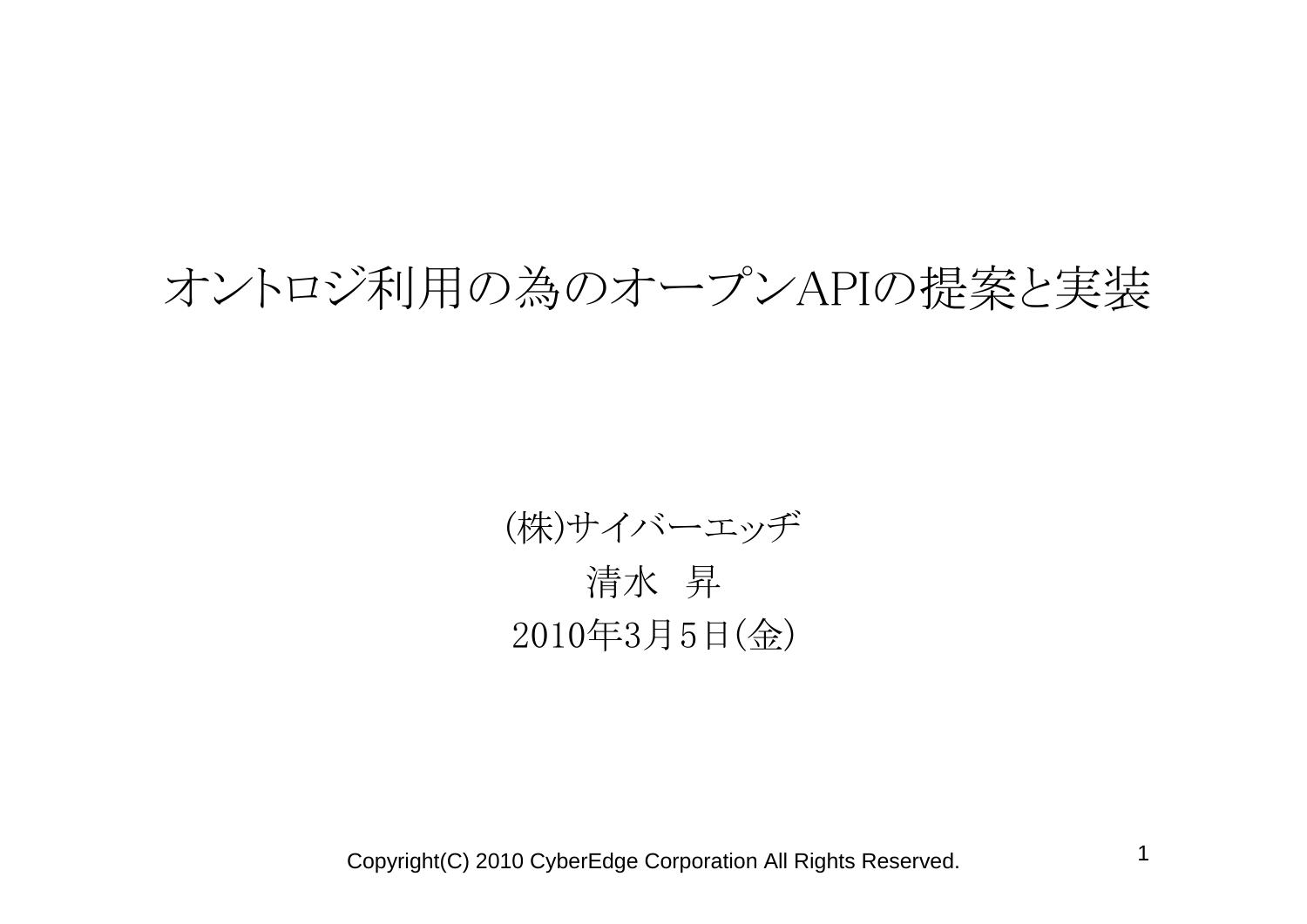# オントロジ利用の為のオープンAPIの提案と実装

(株)サイバーエッヂ

清水　昇

2010年3月5日(金)

Copyright(C) 2010 CyberEdge Corporation All Rights Reserved.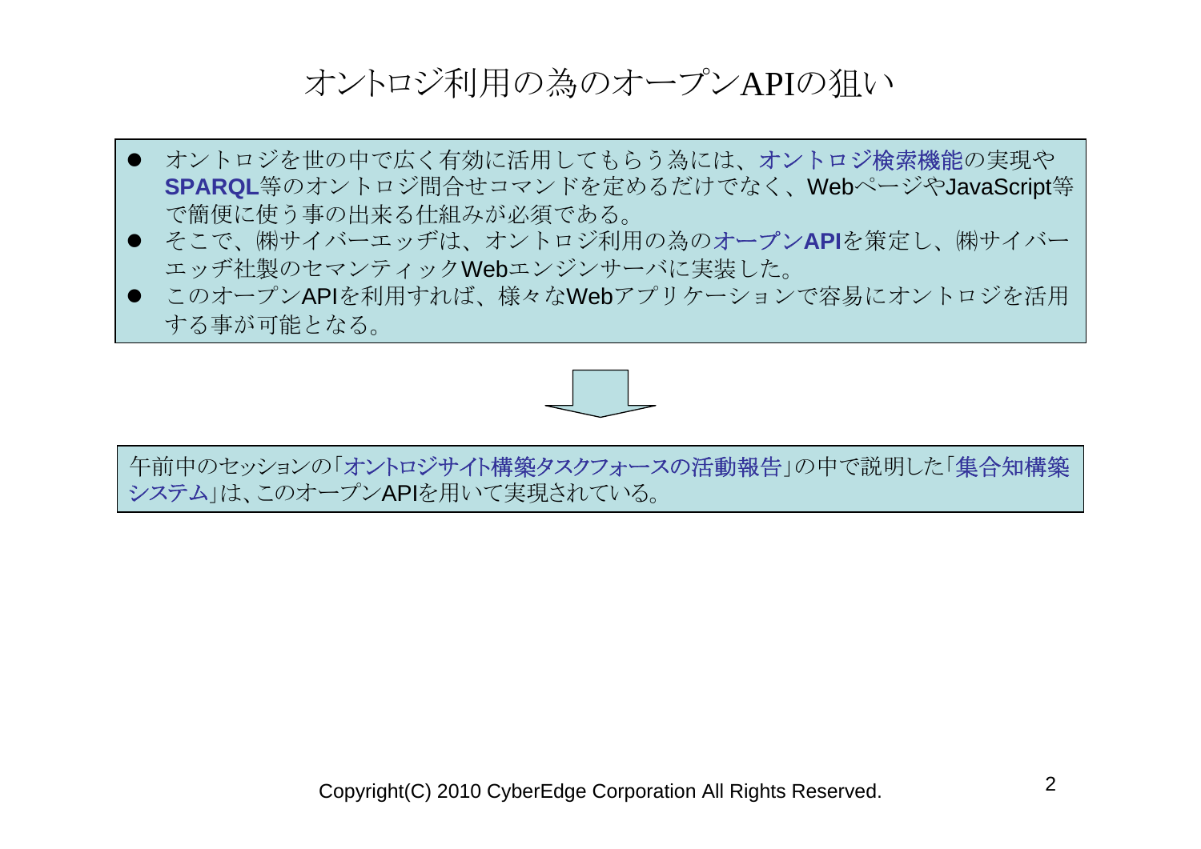# オントロジ利用の為のオープンAPIの狙い

- オントロジを世の中で広く有効に活用してもらう為には、オントロジ検索機能の実現や**SPARQL**等のオントロジ問合せコマンドを定めるだけでなく、WebページやJavaScript等で簡便に使う事の出来る仕組みが必須である。
- そこで、㈱サイバーエッヂは、オントロジ利用の為の**オープンAPI**を策定し、㈱サイバーエッヂ社製のセマンティックWebエンジンサーバに実装した。
- このオープンAPIを利用すれば、様々なWebアプリケーションで容易にオントロジを活用する事が可能となる。

午前中のセッションの｢オントロジサイト構築タスクフォースの活動報告｣の中で説明した｢集合知構築システム｣は、このオープンAPIを用いて実現されている。

Copyright(C) 2010 CyberEdge Corporation All Rights Reserved.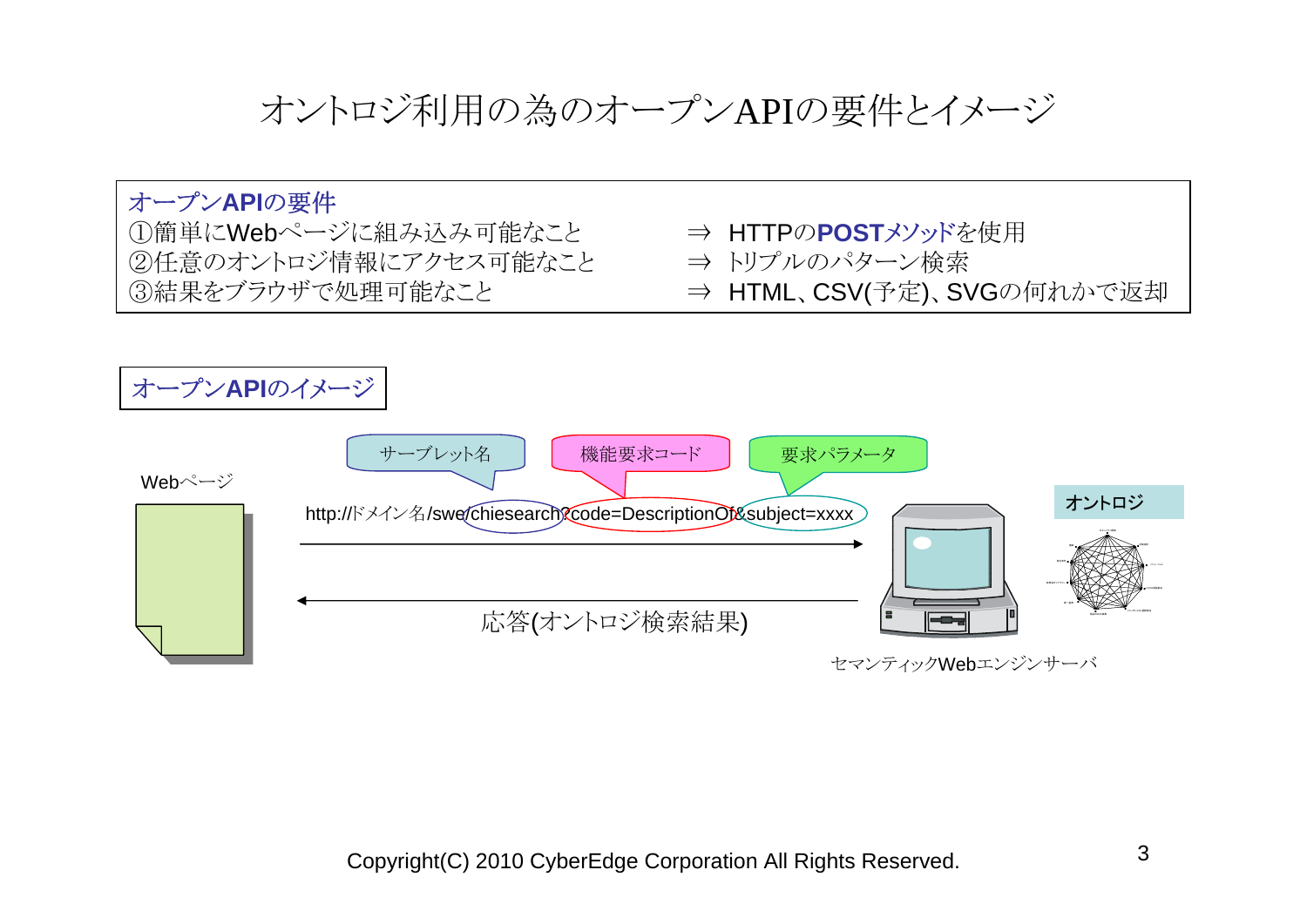# オントロジ利用の為のオープンAPIの要件とイメージ

**オープンAPIの要件**

①簡単にWebページに組み込み可能なこと　⇒ HTTPの**POST**メソッドを使用

②任意のオントロジ情報にアクセス可能なこと　⇒ トリプルのパターン検索

③結果をブラウザで処理可能なこと　⇒ HTML、CSV(予定)、SVGの何れかで返却

**オープンAPIのイメージ**

Webページ

サーブレット名　機能要求コード　要求パラメータ

http://ドメイン名/swe/chiesearch?code=DescriptionOf&subject=xxxx

応答(オントロジ検索結果)

オントロジ

セマンティックWebエンジンサーバ

Copyright(C) 2010 CyberEdge Corporation All Rights Reserved.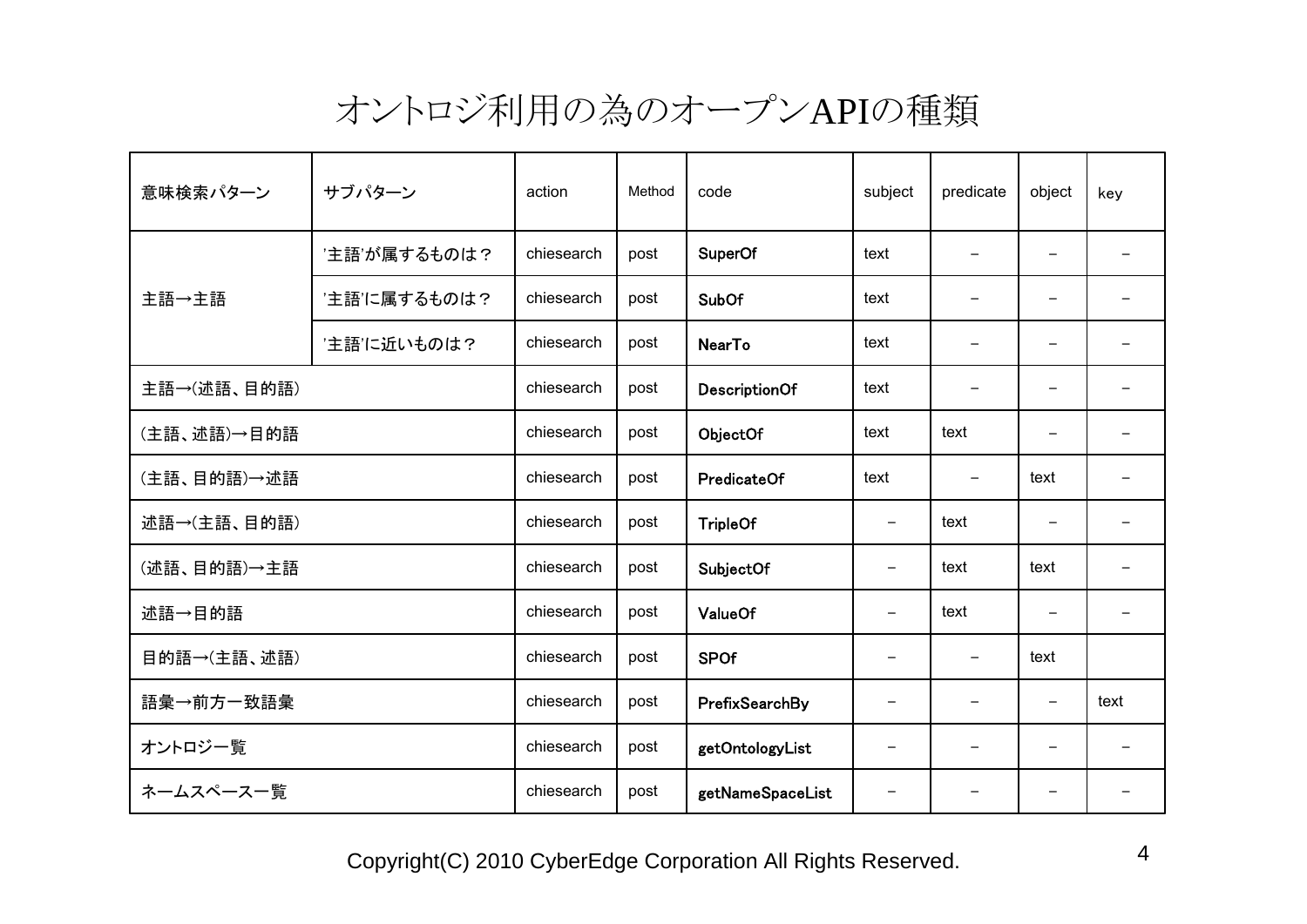# オントロジ利用の為のオープンAPIの種類

| 意味検索パターン | サブパターン | action | Method | code | subject | predicate | object | key |
|---|---|---|---|---|---|---|---|---|
| 主語→主語 | '主語'が属するものは？ | chiesearch | post | SuperOf | text | – | – | – |
| | '主語'に属するものは？ | chiesearch | post | SubOf | text | – | – | – |
| | '主語'に近いものは？ | chiesearch | post | NearTo | text | – | – | – |
| 主語→(述語、目的語) | | chiesearch | post | DescriptionOf | text | – | – | – |
| (主語、述語)→目的語 | | chiesearch | post | ObjectOf | text | text | – | – |
| (主語、目的語)→述語 | | chiesearch | post | PredicateOf | text | – | text | – |
| 述語→(主語、目的語) | | chiesearch | post | TripleOf | – | text | – | – |
| (述語、目的語)→主語 | | chiesearch | post | SubjectOf | – | text | text | – |
| 述語→目的語 | | chiesearch | post | ValueOf | – | text | – | – |
| 目的語→(主語、述語) | | chiesearch | post | SPOf | – | – | text | |
| 語彙→前方一致語彙 | | chiesearch | post | PrefixSearchBy | – | – | – | text |
| オントロジ一覧 | | chiesearch | post | getOntologyList | – | – | – | – |
| ネームスペース一覧 | | chiesearch | post | getNameSpaceList | – | – | – | – |

Copyright(C) 2010 CyberEdge Corporation All Rights Reserved.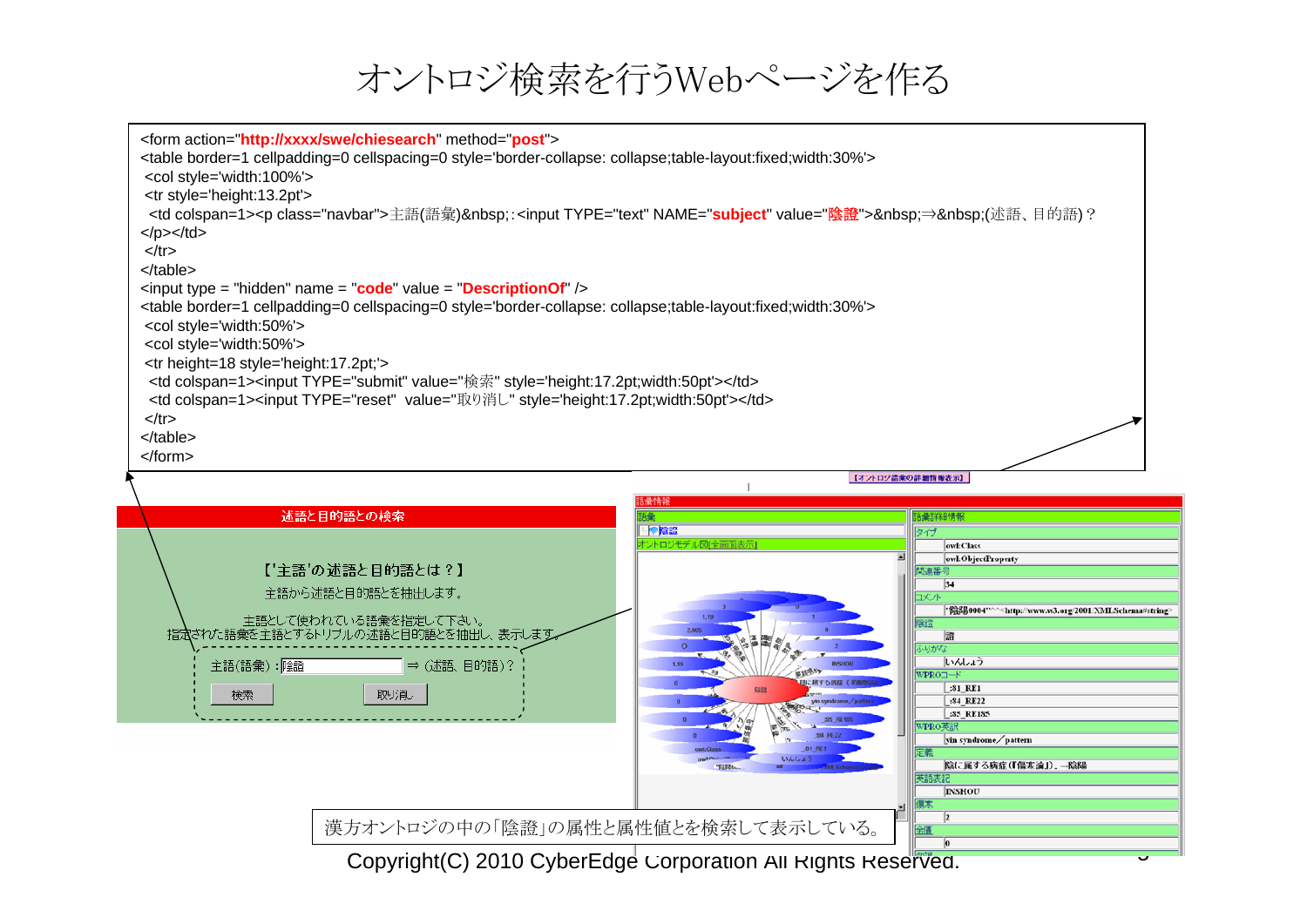# オントロジ検索を行うWebページを作る

```
<form action="http://xxxx/swe/chiesearch" method="post">
<table border=1 cellpadding=0 cellspacing=0 style='border-collapse: collapse;table-layout:fixed;width:30%'>
 <col style='width:100%'>
 <tr style='height:13.2pt'>
  <td colspan=1><p class="navbar">主語(語彙)&nbsp;:<input TYPE="text" NAME="subject" value="陰證">&nbsp;⇒&nbsp;(述語、目的語)？
</p></td>
 </tr>
</table>
<input type = "hidden" name = "code" value = "DescriptionOf" />
<table border=1 cellpadding=0 cellspacing=0 style='border-collapse: collapse;table-layout:fixed;width:30%'>
 <col style='width:50%'>
 <col style='width:50%'>
 <tr height=18 style='height:17.2pt;'>
  <td colspan=1><input TYPE="submit" value="検索" style='height:17.2pt;width:50pt'></td>
  <td colspan=1><input TYPE="reset"  value="取り消し" style='height:17.2pt;width:50pt'></td>
 </tr>
</table>
</form>
```

**述語と目的語との検索**

**【'主語'の述語と目的語とは？】**

主語から述語と目的語とを抽出します。

主語として使われている語彙を指定して下さい。
指定された語彙を主語とするトリプルの述語と目的語とを抽出し、表示します。

主語(語彙)：陰證 ⇒ (述語、目的語)？

検索　取り消し

漢方オントロジの中の「陰證」の属性と属性値とを検索して表示している。

Copyright(C) 2010 CyberEdge Corporation All Rights Reserved.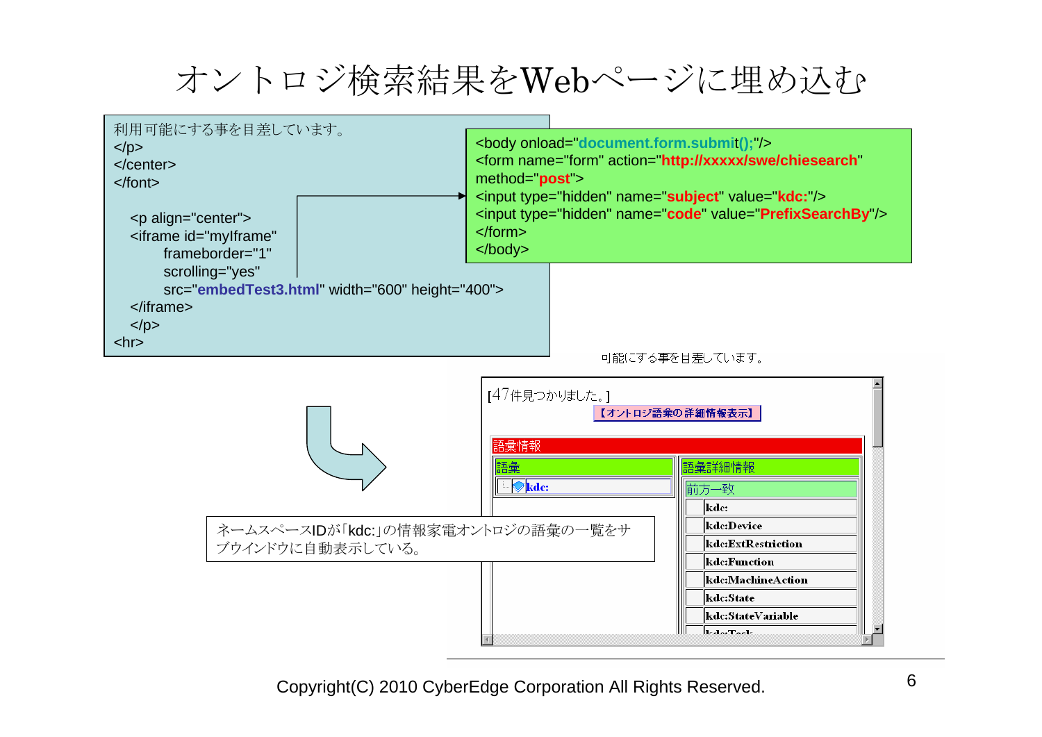# オントロジ検索結果をWebページに埋め込む

```
利用可能にする事を目差しています。
</p>
</center>
</font>

   <p align="center">
   <iframe id="myIframe"
         frameborder="1"
         scrolling="yes"
         src="embedTest3.html" width="600" height="400">
   </iframe>
   </p>
<hr>
```

```
<body onload="document.form.submit();"/>
<form name="form" action="http://xxxxx/swe/chiesearch"
method="post">
<input type="hidden" name="subject" value="kdc:"/>
<input type="hidden" name="code" value="PrefixSearchBy"/>
</form>
</body>
```

可能にする事を目差しています。

[47件見つかりました。]

【オントロジ語彙の詳細情報表示】

語彙情報

| 語彙 | 語彙詳細情報 |
|---|---|
| kdc: | 前方一致 |
| | kdc: |
| | kdc:Device |
| | kdc:ExtRestriction |
| | kdc:Function |
| | kdc:MachineAction |
| | kdc:State |
| | kdc:StateVariable |

ネームスペースIDが「kdc:」の情報家電オントロジの語彙の一覧をサブウインドウに自動表示している。

Copyright(C) 2010 CyberEdge Corporation All Rights Reserved.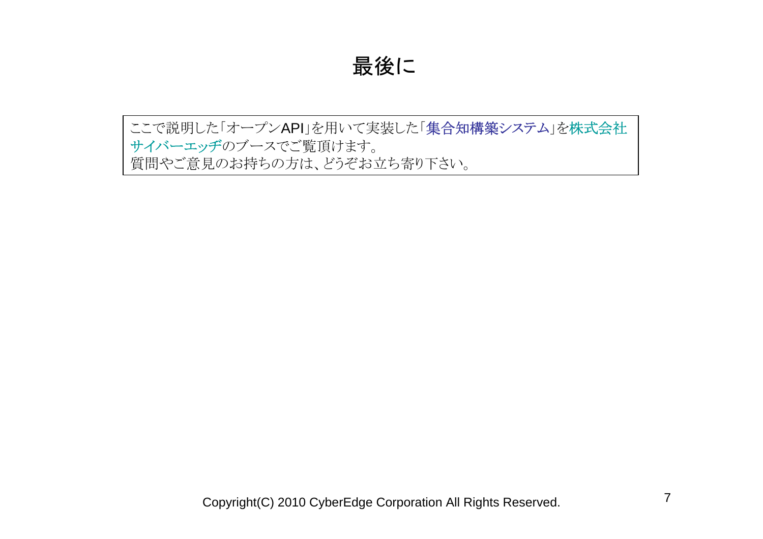# 最後に

ここで説明した「オープンAPI」を用いて実装した「集合知構築システム」を株式会社サイバーエッヂのブースでご覧頂けます。
質問やご意見のお持ちの方は、どうぞお立ち寄り下さい。

Copyright(C) 2010 CyberEdge Corporation All Rights Reserved.